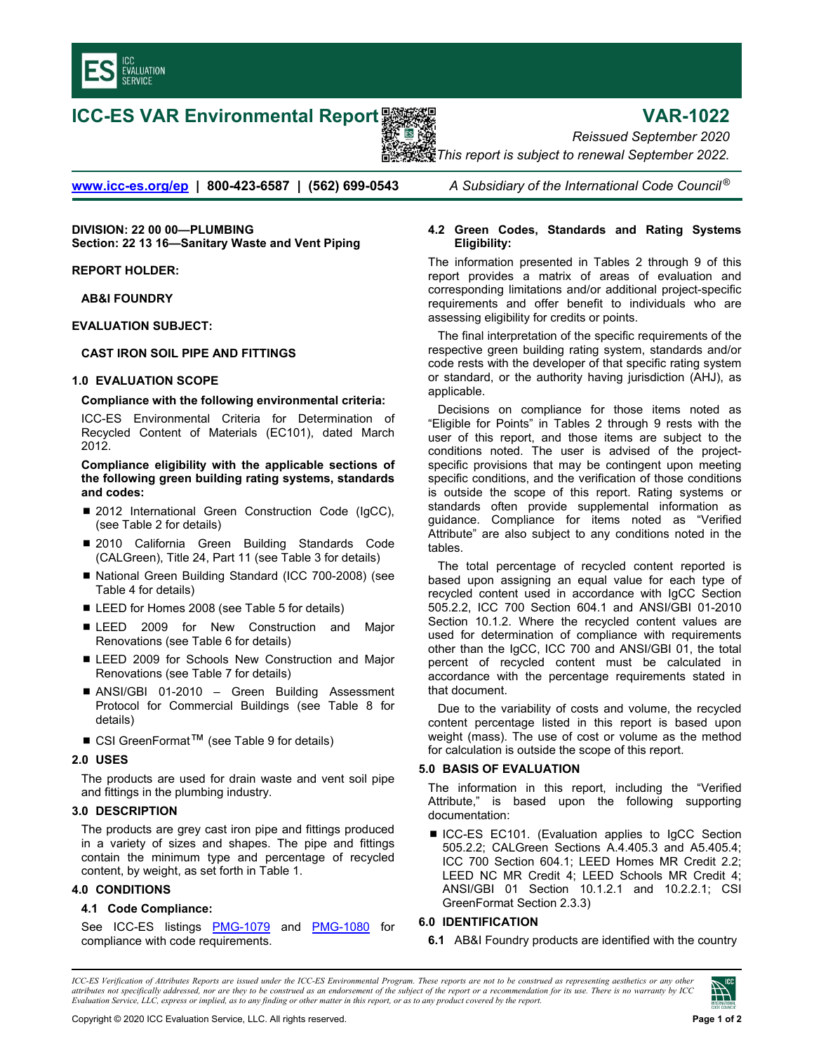# ICC-ES VAR Environmental Report

# VAR-1022

*Reissued September 2020*

*This report is subject to renewal September 2022.*

www.icc-es.org/ep | 800-423-6587 | (562) 699-0543 *A Subsidiary of the International Code Council®*

**DIVISION: 22 00 00—PLUMBING**
**Section: 22 13 16—Sanitary Waste and Vent Piping**

**REPORT HOLDER:**

**AB&I FOUNDRY**

**EVALUATION SUBJECT:**

**CAST IRON SOIL PIPE AND FITTINGS**

## 1.0 EVALUATION SCOPE

**Compliance with the following environmental criteria:**

ICC-ES Environmental Criteria for Determination of Recycled Content of Materials (EC101), dated March 2012.

**Compliance eligibility with the applicable sections of the following green building rating systems, standards and codes:**

- 2012 International Green Construction Code (IgCC), (see Table 2 for details)
- 2010 California Green Building Standards Code (CALGreen), Title 24, Part 11 (see Table 3 for details)
- National Green Building Standard (ICC 700-2008) (see Table 4 for details)
- LEED for Homes 2008 (see Table 5 for details)
- LEED 2009 for New Construction and Major Renovations (see Table 6 for details)
- LEED 2009 for Schools New Construction and Major Renovations (see Table 7 for details)
- ANSI/GBI 01-2010 – Green Building Assessment Protocol for Commercial Buildings (see Table 8 for details)
- CSI GreenFormat™ (see Table 9 for details)

## 2.0 USES

The products are used for drain waste and vent soil pipe and fittings in the plumbing industry.

## 3.0 DESCRIPTION

The products are grey cast iron pipe and fittings produced in a variety of sizes and shapes. The pipe and fittings contain the minimum type and percentage of recycled content, by weight, as set forth in Table 1.

## 4.0 CONDITIONS

### 4.1 Code Compliance:

See ICC-ES listings PMG-1079 and PMG-1080 for compliance with code requirements.

### 4.2 Green Codes, Standards and Rating Systems Eligibility:

The information presented in Tables 2 through 9 of this report provides a matrix of areas of evaluation and corresponding limitations and/or additional project-specific requirements and offer benefit to individuals who are assessing eligibility for credits or points.

The final interpretation of the specific requirements of the respective green building rating system, standards and/or code rests with the developer of that specific rating system or standard, or the authority having jurisdiction (AHJ), as applicable.

Decisions on compliance for those items noted as "Eligible for Points" in Tables 2 through 9 rests with the user of this report, and those items are subject to the conditions noted. The user is advised of the project-specific provisions that may be contingent upon meeting specific conditions, and the verification of those conditions is outside the scope of this report. Rating systems or standards often provide supplemental information as guidance. Compliance for items noted as "Verified Attribute" are also subject to any conditions noted in the tables.

The total percentage of recycled content reported is based upon assigning an equal value for each type of recycled content used in accordance with IgCC Section 505.2.2, ICC 700 Section 604.1 and ANSI/GBI 01-2010 Section 10.1.2. Where the recycled content values are used for determination of compliance with requirements other than the IgCC, ICC 700 and ANSI/GBI 01, the total percent of recycled content must be calculated in accordance with the percentage requirements stated in that document.

Due to the variability of costs and volume, the recycled content percentage listed in this report is based upon weight (mass). The use of cost or volume as the method for calculation is outside the scope of this report.

## 5.0 BASIS OF EVALUATION

The information in this report, including the "Verified Attribute," is based upon the following supporting documentation:

- ICC-ES EC101. (Evaluation applies to IgCC Section 505.2.2; CALGreen Sections A.4.405.3 and A5.405.4; ICC 700 Section 604.1; LEED Homes MR Credit 2.2; LEED NC MR Credit 4; LEED Schools MR Credit 4; ANSI/GBI 01 Section 10.1.2.1 and 10.2.2.1; CSI GreenFormat Section 2.3.3)

## 6.0 IDENTIFICATION

**6.1** AB&I Foundry products are identified with the country

*ICC-ES Verification of Attributes Reports are issued under the ICC-ES Environmental Program. These reports are not to be construed as representing aesthetics or any other attributes not specifically addressed, nor are they to be construed as an endorsement of the subject of the report or a recommendation for its use. There is no warranty by ICC Evaluation Service, LLC, express or implied, as to any finding or other matter in this report, or as to any product covered by the report.*

Copyright © 2020 ICC Evaluation Service, LLC. All rights reserved.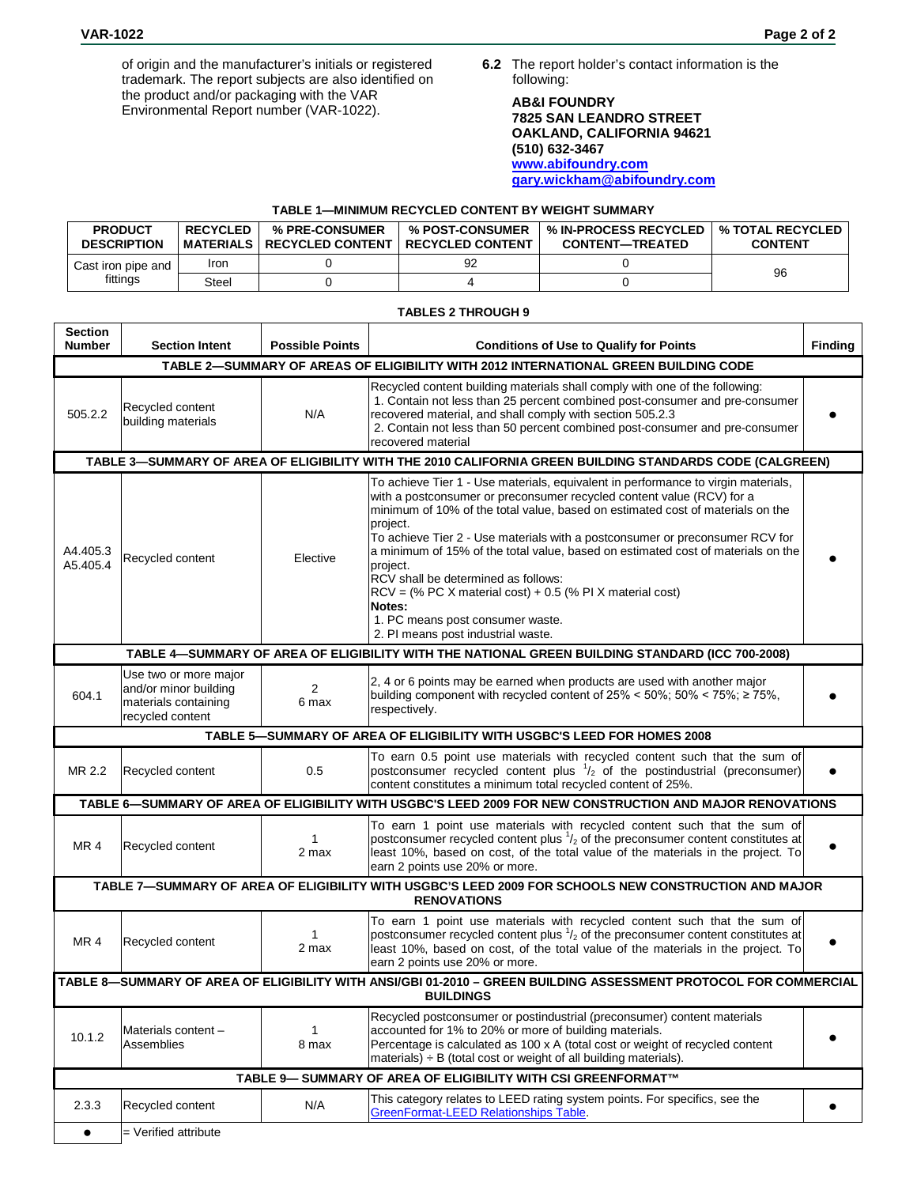of origin and the manufacturer's initials or registered trademark. The report subjects are also identified on the product and/or packaging with the VAR Environmental Report number (VAR-1022).

**6.2** The report holder's contact information is the following:

**AB&I FOUNDRY**
**7825 SAN LEANDRO STREET**
**OAKLAND, CALIFORNIA 94621**
**(510) 632-3467**
**www.abifoundry.com**
**gary.wickham@abifoundry.com**

**TABLE 1—MINIMUM RECYCLED CONTENT BY WEIGHT SUMMARY**

| PRODUCT DESCRIPTION | RECYCLED MATERIALS | % PRE-CONSUMER RECYCLED CONTENT | % POST-CONSUMER RECYCLED CONTENT | % IN-PROCESS RECYCLED CONTENT—TREATED | % TOTAL RECYCLED CONTENT |
|---|---|---|---|---|---|
| Cast iron pipe and fittings | Iron | 0 | 92 | 0 | 96 |
| | Steel | 0 | 4 | 0 | |

**TABLES 2 THROUGH 9**

| Section Number | Section Intent | Possible Points | Conditions of Use to Qualify for Points | Finding |
|---|---|---|---|---|
| **TABLE 2—SUMMARY OF AREAS OF ELIGIBILITY WITH 2012 INTERNATIONAL GREEN BUILDING CODE** | | | | |
| 505.2.2 | Recycled content building materials | N/A | Recycled content building materials shall comply with one of the following: 1. Contain not less than 25 percent combined post-consumer and pre-consumer recovered material, and shall comply with section 505.2.3 2. Contain not less than 50 percent combined post-consumer and pre-consumer recovered material | ● |
| **TABLE 3—SUMMARY OF AREA OF ELIGIBILITY WITH THE 2010 CALIFORNIA GREEN BUILDING STANDARDS CODE (CALGREEN)** | | | | |
| A4.405.3 A5.405.4 | Recycled content | Elective | To achieve Tier 1 - Use materials, equivalent in performance to virgin materials, with a postconsumer or preconsumer recycled content value (RCV) for a minimum of 10% of the total value, based on estimated cost of materials on the project. To achieve Tier 2 - Use materials with a postconsumer or preconsumer RCV for a minimum of 15% of the total value, based on estimated cost of materials on the project. RCV shall be determined as follows: RCV = (% PC X material cost) + 0.5 (% PI X material cost) **Notes:** 1. PC means post consumer waste. 2. PI means post industrial waste. | ● |
| **TABLE 4—SUMMARY OF AREA OF ELIGIBILITY WITH THE NATIONAL GREEN BUILDING STANDARD (ICC 700-2008)** | | | | |
| 604.1 | Use two or more major and/or minor building materials containing recycled content | 2 6 max | 2, 4 or 6 points may be earned when products are used with another major building component with recycled content of 25% < 50%; 50% < 75%; ≥ 75%, respectively. | ● |
| **TABLE 5—SUMMARY OF AREA OF ELIGIBILITY WITH USGBC'S LEED FOR HOMES 2008** | | | | |
| MR 2.2 | Recycled content | 0.5 | To earn 0.5 point use materials with recycled content such that the sum of postconsumer recycled content plus $^{1}/_{2}$ of the postindustrial (preconsumer) content constitutes a minimum total recycled content of 25%. | ● |
| **TABLE 6—SUMMARY OF AREA OF ELIGIBILITY WITH USGBC'S LEED 2009 FOR NEW CONSTRUCTION AND MAJOR RENOVATIONS** | | | | |
| MR 4 | Recycled content | 1 2 max | To earn 1 point use materials with recycled content such that the sum of postconsumer recycled content plus $^{1}/_{2}$ of the preconsumer content constitutes at least 10%, based on cost, of the total value of the materials in the project. To earn 2 points use 20% or more. | ● |
| **TABLE 7—SUMMARY OF AREA OF ELIGIBILITY WITH USGBC'S LEED 2009 FOR SCHOOLS NEW CONSTRUCTION AND MAJOR RENOVATIONS** | | | | |
| MR 4 | Recycled content | 1 2 max | To earn 1 point use materials with recycled content such that the sum of postconsumer recycled content plus $^{1}/_{2}$ of the preconsumer content constitutes at least 10%, based on cost, of the total value of the materials in the project. To earn 2 points use 20% or more. | ● |
| **TABLE 8—SUMMARY OF AREA OF ELIGIBILITY WITH ANSI/GBI 01-2010 – GREEN BUILDING ASSESSMENT PROTOCOL FOR COMMERCIAL BUILDINGS** | | | | |
| 10.1.2 | Materials content – Assemblies | 1 8 max | Recycled postconsumer or postindustrial (preconsumer) content materials accounted for 1% to 20% or more of building materials. Percentage is calculated as 100 x A (total cost or weight of recycled content materials) ÷ B (total cost or weight of all building materials). | ● |
| **TABLE 9— SUMMARY OF AREA OF ELIGIBILITY WITH CSI GREENFORMAT™** | | | | |
| 2.3.3 | Recycled content | N/A | This category relates to LEED rating system points. For specifics, see the GreenFormat-LEED Relationships Table. | ● |
| ● | = Verified attribute | | | |